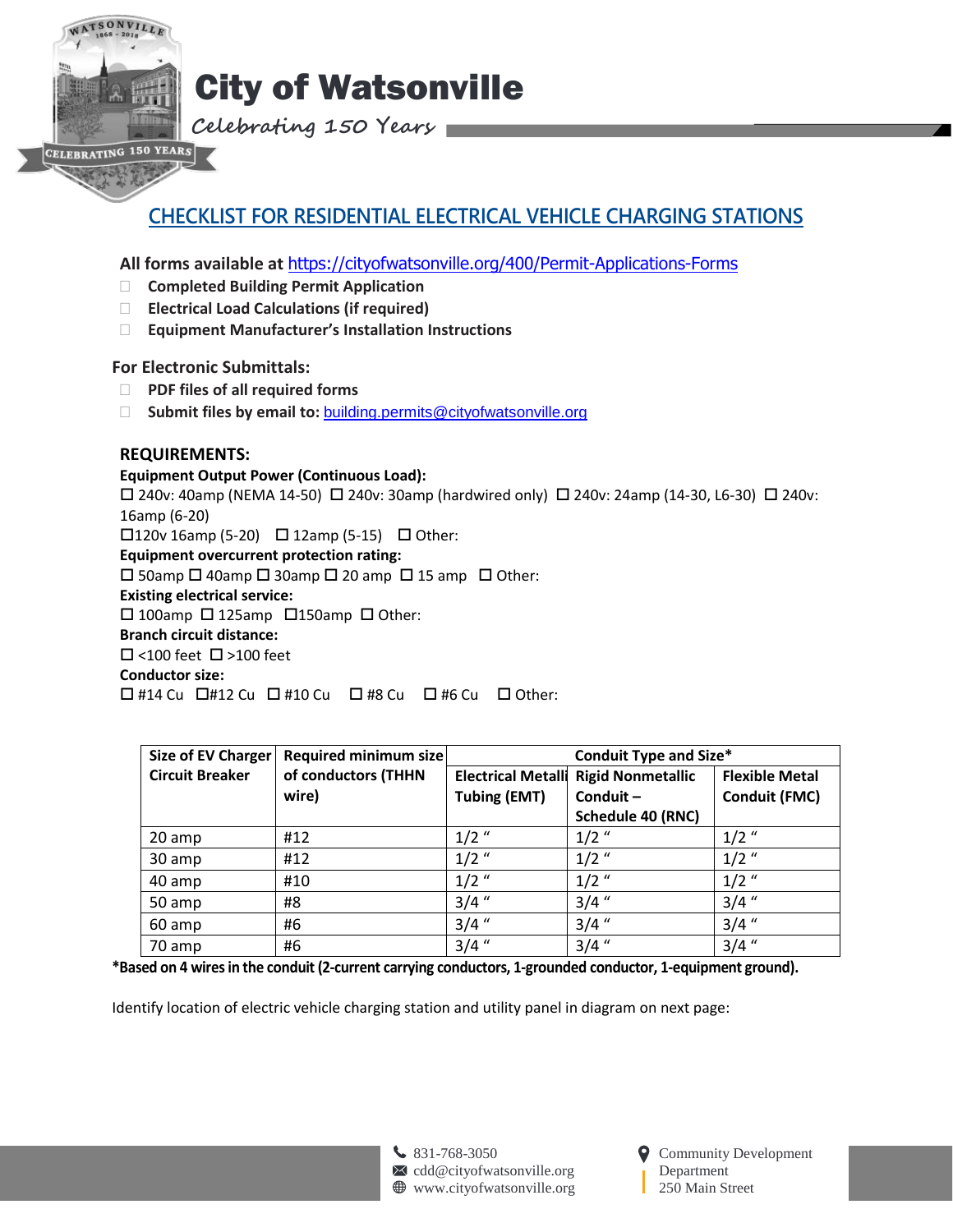# City of Watsonville

*Celebrating 150 Years*

## CHECKLIST FOR RESIDENTIAL ELECTRICAL VEHICLE CHARGING STATIONS

**All forms available at** https://cityofwatsonville.org/400/Permit-Applications-Forms

- ☐ **Completed Building Permit Application**
- ☐ **Electrical Load Calculations (if required)**
- ☐ **Equipment Manufacturer's Installation Instructions**

### For Electronic Submittals:

- ☐ **PDF files of all required forms**
- ☐ **Submit files by email to:** building.permits@cityofwatsonville.org

### REQUIREMENTS:

**Equipment Output Power (Continuous Load):**

☐ 240v: 40amp (NEMA 14-50) ☐ 240v: 30amp (hardwired only) ☐ 240v: 24amp (14-30, L6-30) ☐ 240v: 16amp (6-20)

☐120v 16amp (5-20) ☐ 12amp (5-15) ☐ Other:

**Equipment overcurrent protection rating:**

☐ 50amp ☐ 40amp ☐ 30amp ☐ 20 amp ☐ 15 amp ☐ Other:

**Existing electrical service:**

☐ 100amp ☐ 125amp ☐150amp ☐ Other:

**Branch circuit distance:**

☐ <100 feet ☐ >100 feet

**Conductor size:**

☐ #14 Cu ☐#12 Cu ☐ #10 Cu ☐ #8 Cu ☐ #6 Cu ☐ Other:

| Size of EV Charger Circuit Breaker | Required minimum size of conductors (THHN wire) | Conduit Type and Size* | | |
|---|---|---|---|---|
| | | Electrical Metalli Tubing (EMT) | Rigid Nonmetallic Conduit – Schedule 40 (RNC) | Flexible Metal Conduit (FMC) |
| 20 amp | #12 | 1/2 " | 1/2 " | 1/2 " |
| 30 amp | #12 | 1/2 " | 1/2 " | 1/2 " |
| 40 amp | #10 | 1/2 " | 1/2 " | 1/2 " |
| 50 amp | #8 | 3/4 " | 3/4 " | 3/4 " |
| 60 amp | #6 | 3/4 " | 3/4 " | 3/4 " |
| 70 amp | #6 | 3/4 " | 3/4 " | 3/4 " |

**\*Based on 4 wires in the conduit (2-current carrying conductors, 1-grounded conductor, 1-equipment ground).**

Identify location of electric vehicle charging station and utility panel in diagram on next page:

831-768-3050
cdd@cityofwatsonville.org
www.cityofwatsonville.org

Community Development Department
250 Main Street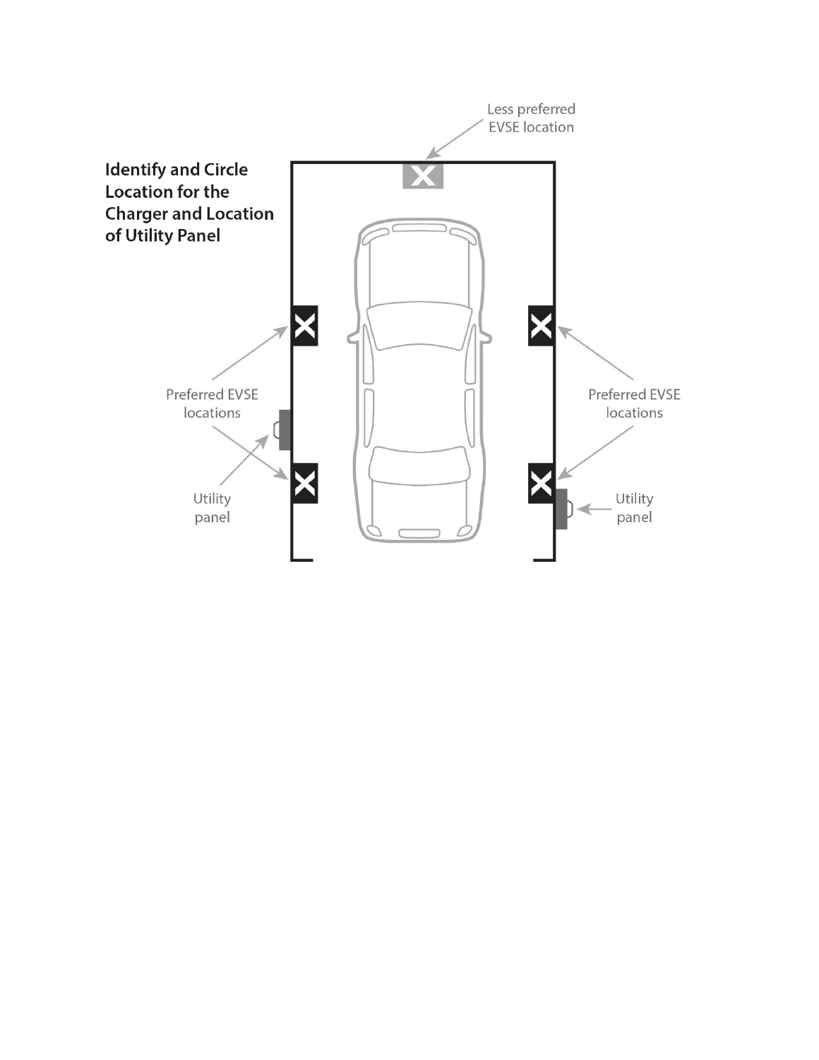**Identify and Circle Location for the Charger and Location of Utility Panel**

Less preferred EVSE location

Preferred EVSE locations

Utility panel

Preferred EVSE locations

Utility panel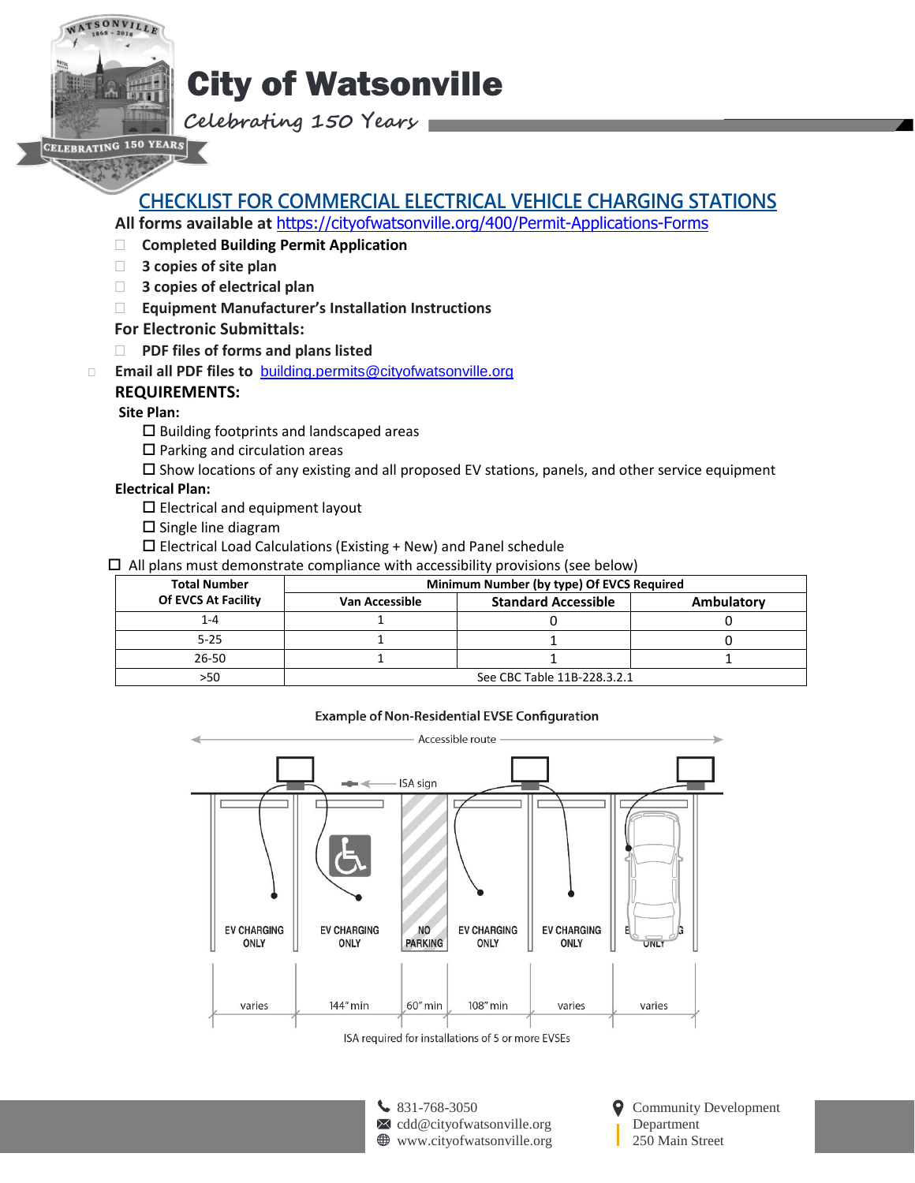# City of Watsonville

*Celebrating 150 Years*

## CHECKLIST FOR COMMERCIAL ELECTRICAL VEHICLE CHARGING STATIONS

**All forms available at** https://cityofwatsonville.org/400/Permit-Applications-Forms

- ☐ **Completed Building Permit Application**
- ☐ **3 copies of site plan**
- ☐ **3 copies of electrical plan**
- ☐ **Equipment Manufacturer's Installation Instructions**

**For Electronic Submittals:**

- ☐ **PDF files of forms and plans listed**
- ☐ **Email all PDF files to** building.permits@cityofwatsonville.org

### REQUIREMENTS:

**Site Plan:**

- ☐ Building footprints and landscaped areas
- ☐ Parking and circulation areas
- ☐ Show locations of any existing and all proposed EV stations, panels, and other service equipment

**Electrical Plan:**

- ☐ Electrical and equipment layout
- ☐ Single line diagram
- ☐ Electrical Load Calculations (Existing + New) and Panel schedule

☐ All plans must demonstrate compliance with accessibility provisions (see below)

| Total Number Of EVCS At Facility | Minimum Number (by type) Of EVCS Required | | |
|---|---|---|---|
| | Van Accessible | Standard Accessible | Ambulatory |
| 1-4 | 1 | 0 | 0 |
| 5-25 | 1 | 1 | 0 |
| 26-50 | 1 | 1 | 1 |
| >50 | See CBC Table 11B-228.3.2.1 | | |

Example of Non-Residential EVSE Configuration

Accessible route

ISA sign

EV CHARGING ONLY

EV CHARGING ONLY

NO PARKING

EV CHARGING ONLY

EV CHARGING ONLY

EV CHARGING ONLY

varies

144" min

60" min

108" min

varies

varies

ISA required for installations of 5 or more EVSEs

831-768-3050
cdd@cityofwatsonville.org
www.cityofwatsonville.org

Community Development Department
250 Main Street